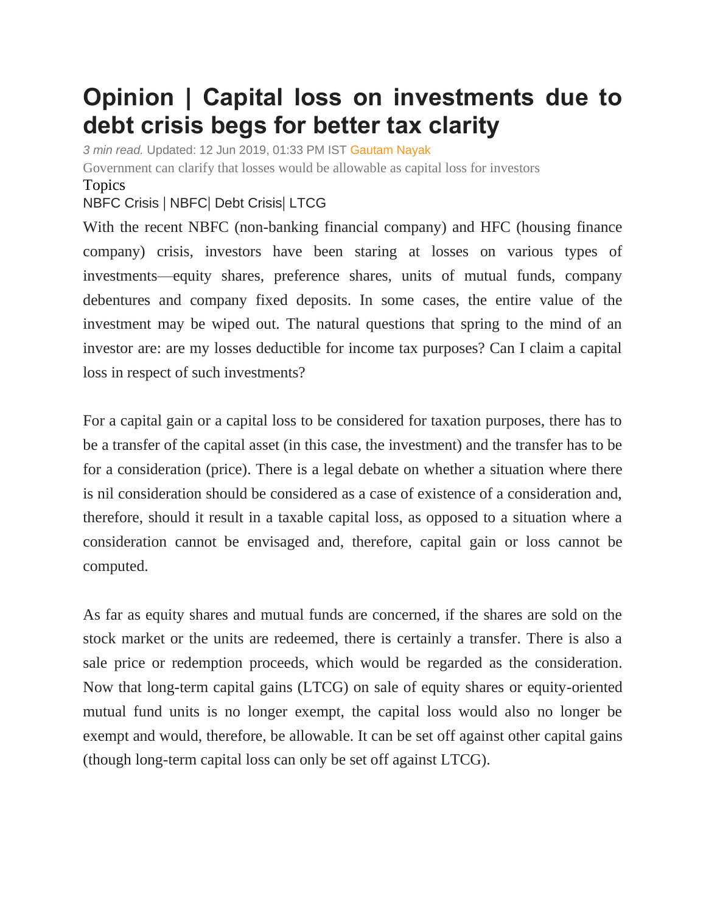# Opinion | Capital loss on investments due to debt crisis begs for better tax clarity

*3 min read.* Updated: 12 Jun 2019, 01:33 PM IST Gautam Nayak

Government can clarify that losses would be allowable as capital loss for investors

Topics

NBFC Crisis | NBFC| Debt Crisis| LTCG

With the recent NBFC (non-banking financial company) and HFC (housing finance company) crisis, investors have been staring at losses on various types of investments—equity shares, preference shares, units of mutual funds, company debentures and company fixed deposits. In some cases, the entire value of the investment may be wiped out. The natural questions that spring to the mind of an investor are: are my losses deductible for income tax purposes? Can I claim a capital loss in respect of such investments?

For a capital gain or a capital loss to be considered for taxation purposes, there has to be a transfer of the capital asset (in this case, the investment) and the transfer has to be for a consideration (price). There is a legal debate on whether a situation where there is nil consideration should be considered as a case of existence of a consideration and, therefore, should it result in a taxable capital loss, as opposed to a situation where a consideration cannot be envisaged and, therefore, capital gain or loss cannot be computed.

As far as equity shares and mutual funds are concerned, if the shares are sold on the stock market or the units are redeemed, there is certainly a transfer. There is also a sale price or redemption proceeds, which would be regarded as the consideration. Now that long-term capital gains (LTCG) on sale of equity shares or equity-oriented mutual fund units is no longer exempt, the capital loss would also no longer be exempt and would, therefore, be allowable. It can be set off against other capital gains (though long-term capital loss can only be set off against LTCG).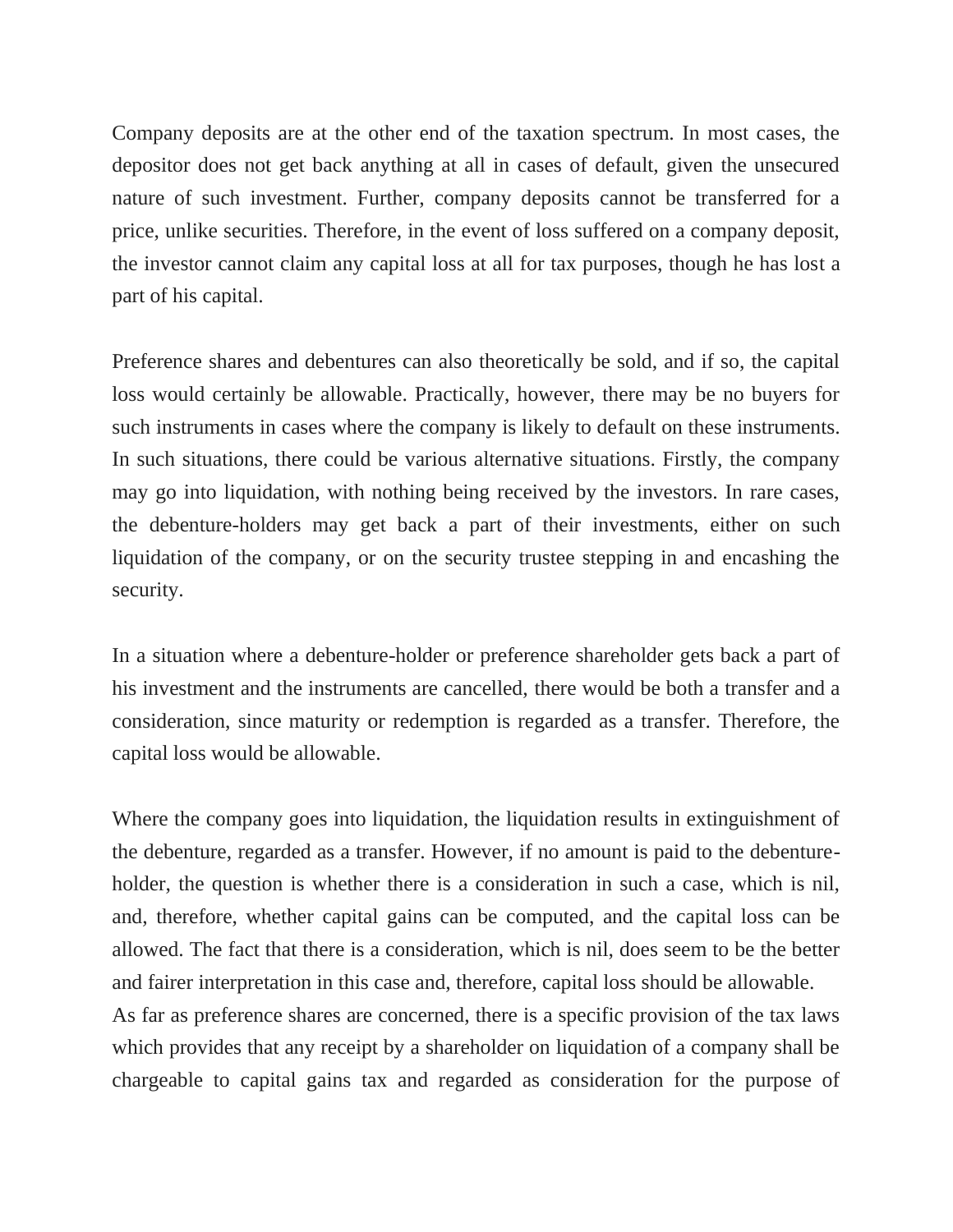Company deposits are at the other end of the taxation spectrum. In most cases, the depositor does not get back anything at all in cases of default, given the unsecured nature of such investment. Further, company deposits cannot be transferred for a price, unlike securities. Therefore, in the event of loss suffered on a company deposit, the investor cannot claim any capital loss at all for tax purposes, though he has lost a part of his capital.

Preference shares and debentures can also theoretically be sold, and if so, the capital loss would certainly be allowable. Practically, however, there may be no buyers for such instruments in cases where the company is likely to default on these instruments. In such situations, there could be various alternative situations. Firstly, the company may go into liquidation, with nothing being received by the investors. In rare cases, the debenture-holders may get back a part of their investments, either on such liquidation of the company, or on the security trustee stepping in and encashing the security.

In a situation where a debenture-holder or preference shareholder gets back a part of his investment and the instruments are cancelled, there would be both a transfer and a consideration, since maturity or redemption is regarded as a transfer. Therefore, the capital loss would be allowable.

Where the company goes into liquidation, the liquidation results in extinguishment of the debenture, regarded as a transfer. However, if no amount is paid to the debenture-holder, the question is whether there is a consideration in such a case, which is nil, and, therefore, whether capital gains can be computed, and the capital loss can be allowed. The fact that there is a consideration, which is nil, does seem to be the better and fairer interpretation in this case and, therefore, capital loss should be allowable.

As far as preference shares are concerned, there is a specific provision of the tax laws which provides that any receipt by a shareholder on liquidation of a company shall be chargeable to capital gains tax and regarded as consideration for the purpose of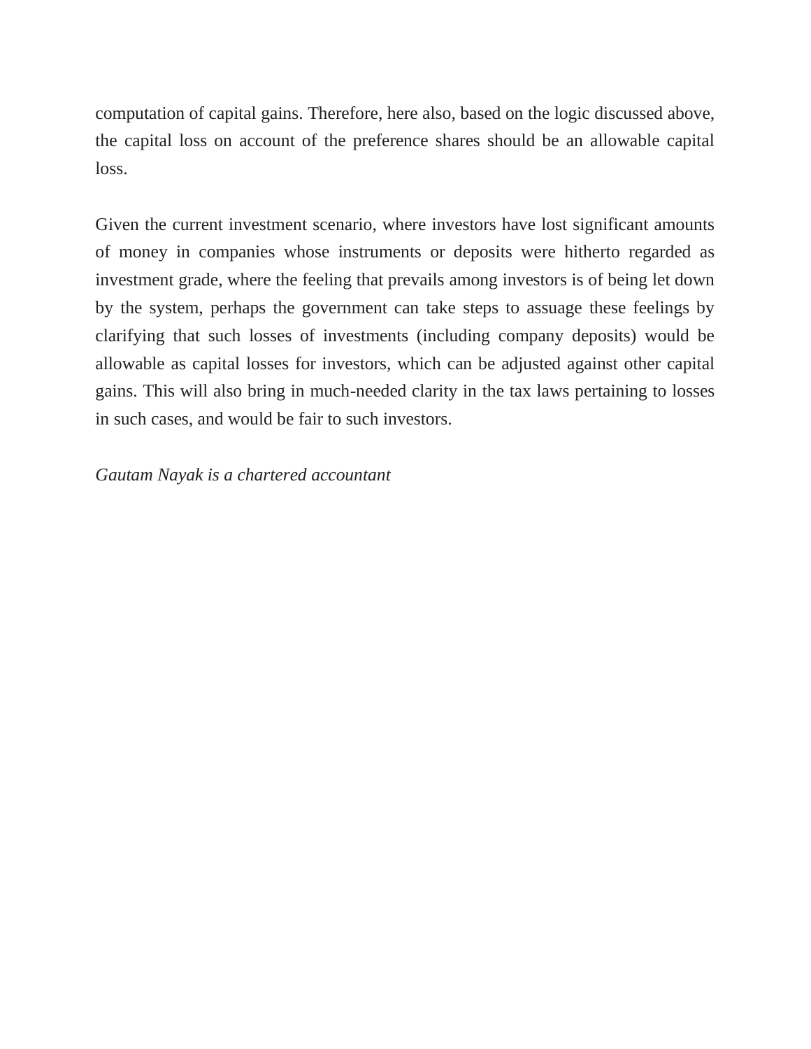computation of capital gains. Therefore, here also, based on the logic discussed above, the capital loss on account of the preference shares should be an allowable capital loss.

Given the current investment scenario, where investors have lost significant amounts of money in companies whose instruments or deposits were hitherto regarded as investment grade, where the feeling that prevails among investors is of being let down by the system, perhaps the government can take steps to assuage these feelings by clarifying that such losses of investments (including company deposits) would be allowable as capital losses for investors, which can be adjusted against other capital gains. This will also bring in much-needed clarity in the tax laws pertaining to losses in such cases, and would be fair to such investors.

*Gautam Nayak is a chartered accountant*